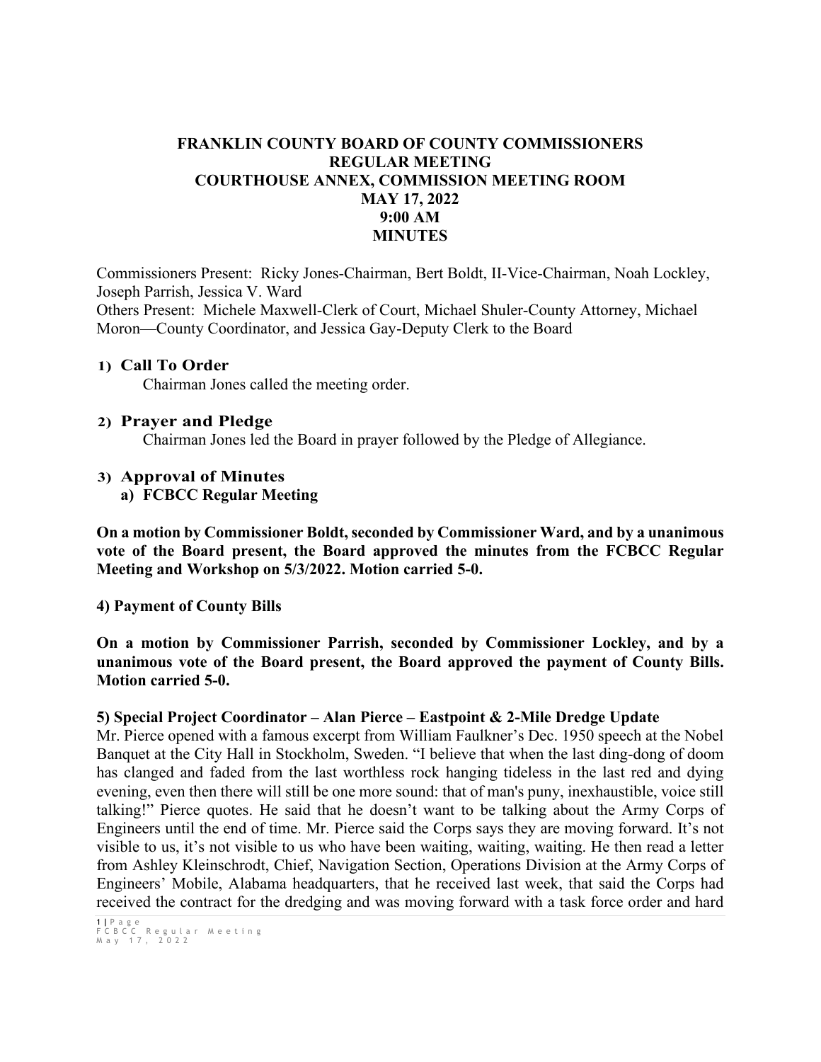**FRANKLIN COUNTY BOARD OF COUNTY COMMISSIONERS**
**REGULAR MEETING**
**COURTHOUSE ANNEX, COMMISSION MEETING ROOM**
**MAY 17, 2022**
**9:00 AM**
**MINUTES**

Commissioners Present: Ricky Jones-Chairman, Bert Boldt, II-Vice-Chairman, Noah Lockley, Joseph Parrish, Jessica V. Ward
Others Present: Michele Maxwell-Clerk of Court, Michael Shuler-County Attorney, Michael Moron—County Coordinator, and Jessica Gay-Deputy Clerk to the Board

## 1) Call To Order

Chairman Jones called the meeting order.

## 2) Prayer and Pledge

Chairman Jones led the Board in prayer followed by the Pledge of Allegiance.

## 3) Approval of Minutes

### a) FCBCC Regular Meeting

**On a motion by Commissioner Boldt, seconded by Commissioner Ward, and by a unanimous vote of the Board present, the Board approved the minutes from the FCBCC Regular Meeting and Workshop on 5/3/2022. Motion carried 5-0.**

### 4) Payment of County Bills

**On a motion by Commissioner Parrish, seconded by Commissioner Lockley, and by a unanimous vote of the Board present, the Board approved the payment of County Bills. Motion carried 5-0.**

### 5) Special Project Coordinator – Alan Pierce – Eastpoint & 2-Mile Dredge Update

Mr. Pierce opened with a famous excerpt from William Faulkner's Dec. 1950 speech at the Nobel Banquet at the City Hall in Stockholm, Sweden. "I believe that when the last ding-dong of doom has clanged and faded from the last worthless rock hanging tideless in the last red and dying evening, even then there will still be one more sound: that of man's puny, inexhaustible, voice still talking!" Pierce quotes. He said that he doesn't want to be talking about the Army Corps of Engineers until the end of time. Mr. Pierce said the Corps says they are moving forward. It's not visible to us, it's not visible to us who have been waiting, waiting, waiting. He then read a letter from Ashley Kleinschrodt, Chief, Navigation Section, Operations Division at the Army Corps of Engineers' Mobile, Alabama headquarters, that he received last week, that said the Corps had received the contract for the dredging and was moving forward with a task force order and hard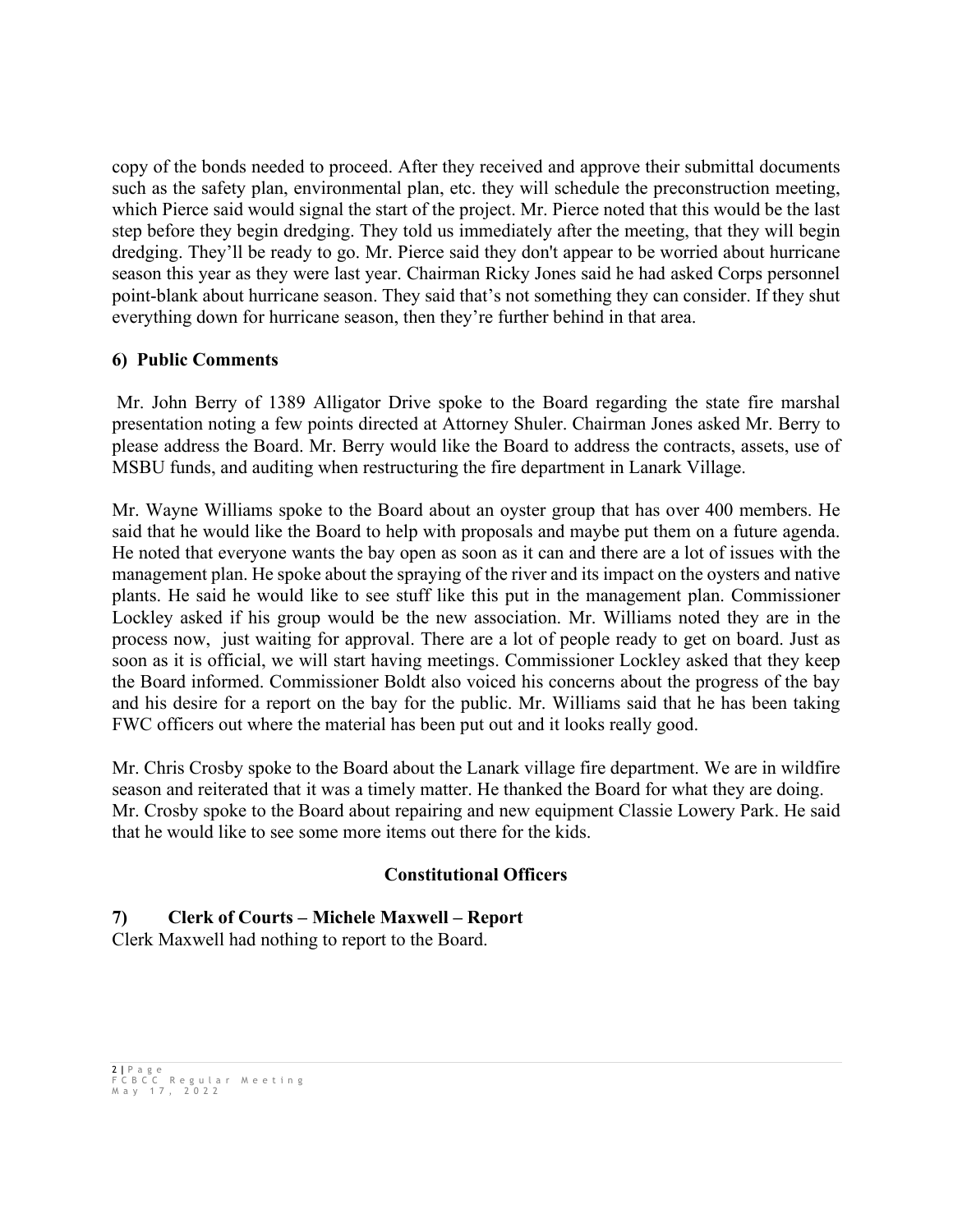copy of the bonds needed to proceed. After they received and approve their submittal documents such as the safety plan, environmental plan, etc. they will schedule the preconstruction meeting, which Pierce said would signal the start of the project. Mr. Pierce noted that this would be the last step before they begin dredging. They told us immediately after the meeting, that they will begin dredging. They'll be ready to go. Mr. Pierce said they don't appear to be worried about hurricane season this year as they were last year. Chairman Ricky Jones said he had asked Corps personnel point-blank about hurricane season. They said that's not something they can consider. If they shut everything down for hurricane season, then they're further behind in that area.

### 6) Public Comments

Mr. John Berry of 1389 Alligator Drive spoke to the Board regarding the state fire marshal presentation noting a few points directed at Attorney Shuler. Chairman Jones asked Mr. Berry to please address the Board. Mr. Berry would like the Board to address the contracts, assets, use of MSBU funds, and auditing when restructuring the fire department in Lanark Village.

Mr. Wayne Williams spoke to the Board about an oyster group that has over 400 members. He said that he would like the Board to help with proposals and maybe put them on a future agenda. He noted that everyone wants the bay open as soon as it can and there are a lot of issues with the management plan. He spoke about the spraying of the river and its impact on the oysters and native plants. He said he would like to see stuff like this put in the management plan. Commissioner Lockley asked if his group would be the new association. Mr. Williams noted they are in the process now, just waiting for approval. There are a lot of people ready to get on board. Just as soon as it is official, we will start having meetings. Commissioner Lockley asked that they keep the Board informed. Commissioner Boldt also voiced his concerns about the progress of the bay and his desire for a report on the bay for the public. Mr. Williams said that he has been taking FWC officers out where the material has been put out and it looks really good.

Mr. Chris Crosby spoke to the Board about the Lanark village fire department. We are in wildfire season and reiterated that it was a timely matter. He thanked the Board for what they are doing. Mr. Crosby spoke to the Board about repairing and new equipment Classie Lowery Park. He said that he would like to see some more items out there for the kids.

## Constitutional Officers

### 7) Clerk of Courts – Michele Maxwell – Report

Clerk Maxwell had nothing to report to the Board.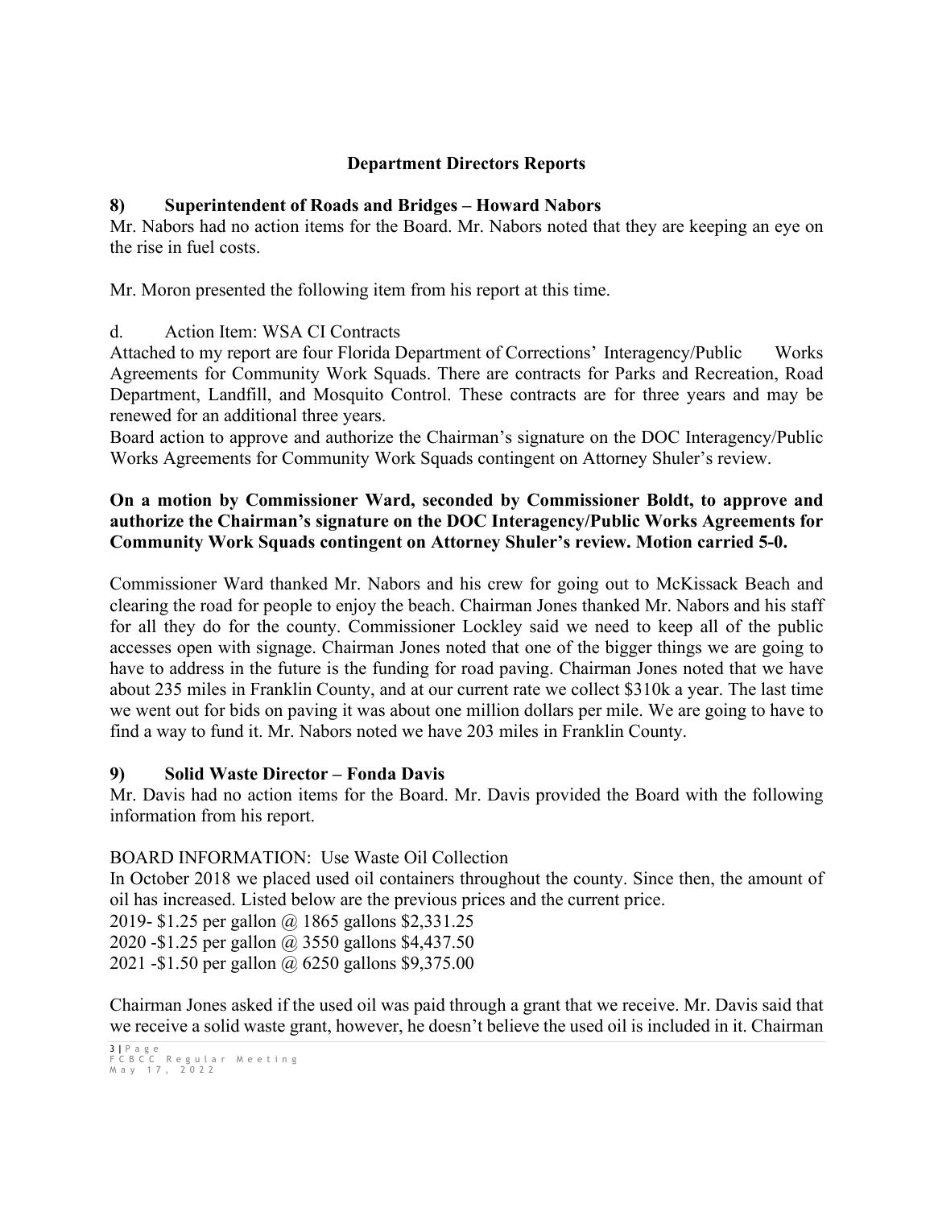## Department Directors Reports

### 8) Superintendent of Roads and Bridges – Howard Nabors

Mr. Nabors had no action items for the Board. Mr. Nabors noted that they are keeping an eye on the rise in fuel costs.

Mr. Moron presented the following item from his report at this time.

d. Action Item: WSA CI Contracts

Attached to my report are four Florida Department of Corrections' Interagency/Public Works Agreements for Community Work Squads. There are contracts for Parks and Recreation, Road Department, Landfill, and Mosquito Control. These contracts are for three years and may be renewed for an additional three years.

Board action to approve and authorize the Chairman's signature on the DOC Interagency/Public Works Agreements for Community Work Squads contingent on Attorney Shuler's review.

**On a motion by Commissioner Ward, seconded by Commissioner Boldt, to approve and authorize the Chairman's signature on the DOC Interagency/Public Works Agreements for Community Work Squads contingent on Attorney Shuler's review. Motion carried 5-0.**

Commissioner Ward thanked Mr. Nabors and his crew for going out to McKissack Beach and clearing the road for people to enjoy the beach. Chairman Jones thanked Mr. Nabors and his staff for all they do for the county. Commissioner Lockley said we need to keep all of the public accesses open with signage. Chairman Jones noted that one of the bigger things we are going to have to address in the future is the funding for road paving. Chairman Jones noted that we have about 235 miles in Franklin County, and at our current rate we collect $310k a year. The last time we went out for bids on paving it was about one million dollars per mile. We are going to have to find a way to fund it. Mr. Nabors noted we have 203 miles in Franklin County.

### 9) Solid Waste Director – Fonda Davis

Mr. Davis had no action items for the Board. Mr. Davis provided the Board with the following information from his report.

BOARD INFORMATION: Use Waste Oil Collection

In October 2018 we placed used oil containers throughout the county. Since then, the amount of oil has increased. Listed below are the previous prices and the current price.

2019- $1.25 per gallon @ 1865 gallons $2,331.25
2020 -$1.25 per gallon @ 3550 gallons $4,437.50
2021 -$1.50 per gallon @ 6250 gallons $9,375.00

Chairman Jones asked if the used oil was paid through a grant that we receive. Mr. Davis said that we receive a solid waste grant, however, he doesn't believe the used oil is included in it. Chairman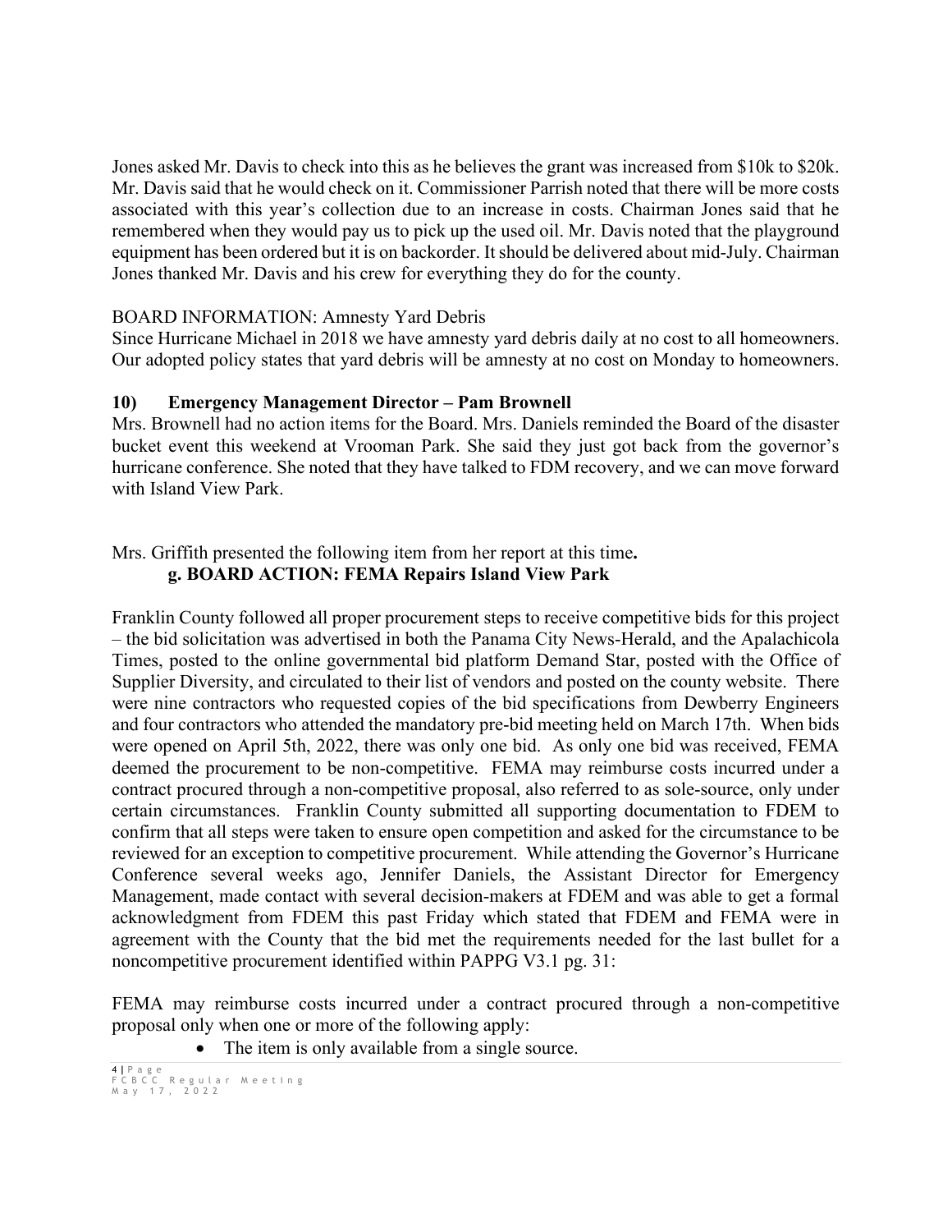Jones asked Mr. Davis to check into this as he believes the grant was increased from $10k to $20k. Mr. Davis said that he would check on it. Commissioner Parrish noted that there will be more costs associated with this year's collection due to an increase in costs. Chairman Jones said that he remembered when they would pay us to pick up the used oil. Mr. Davis noted that the playground equipment has been ordered but it is on backorder. It should be delivered about mid-July. Chairman Jones thanked Mr. Davis and his crew for everything they do for the county.

BOARD INFORMATION: Amnesty Yard Debris
Since Hurricane Michael in 2018 we have amnesty yard debris daily at no cost to all homeowners. Our adopted policy states that yard debris will be amnesty at no cost on Monday to homeowners.

**10) Emergency Management Director – Pam Brownell**

Mrs. Brownell had no action items for the Board. Mrs. Daniels reminded the Board of the disaster bucket event this weekend at Vrooman Park. She said they just got back from the governor's hurricane conference. She noted that they have talked to FDM recovery, and we can move forward with Island View Park.

Mrs. Griffith presented the following item from her report at this time**.**

**g. BOARD ACTION: FEMA Repairs Island View Park**

Franklin County followed all proper procurement steps to receive competitive bids for this project – the bid solicitation was advertised in both the Panama City News-Herald, and the Apalachicola Times, posted to the online governmental bid platform Demand Star, posted with the Office of Supplier Diversity, and circulated to their list of vendors and posted on the county website. There were nine contractors who requested copies of the bid specifications from Dewberry Engineers and four contractors who attended the mandatory pre-bid meeting held on March 17th. When bids were opened on April 5th, 2022, there was only one bid. As only one bid was received, FEMA deemed the procurement to be non-competitive. FEMA may reimburse costs incurred under a contract procured through a non-competitive proposal, also referred to as sole-source, only under certain circumstances. Franklin County submitted all supporting documentation to FDEM to confirm that all steps were taken to ensure open competition and asked for the circumstance to be reviewed for an exception to competitive procurement. While attending the Governor's Hurricane Conference several weeks ago, Jennifer Daniels, the Assistant Director for Emergency Management, made contact with several decision-makers at FDEM and was able to get a formal acknowledgment from FDEM this past Friday which stated that FDEM and FEMA were in agreement with the County that the bid met the requirements needed for the last bullet for a noncompetitive procurement identified within PAPPG V3.1 pg. 31:

FEMA may reimburse costs incurred under a contract procured through a non-competitive proposal only when one or more of the following apply:

- The item is only available from a single source.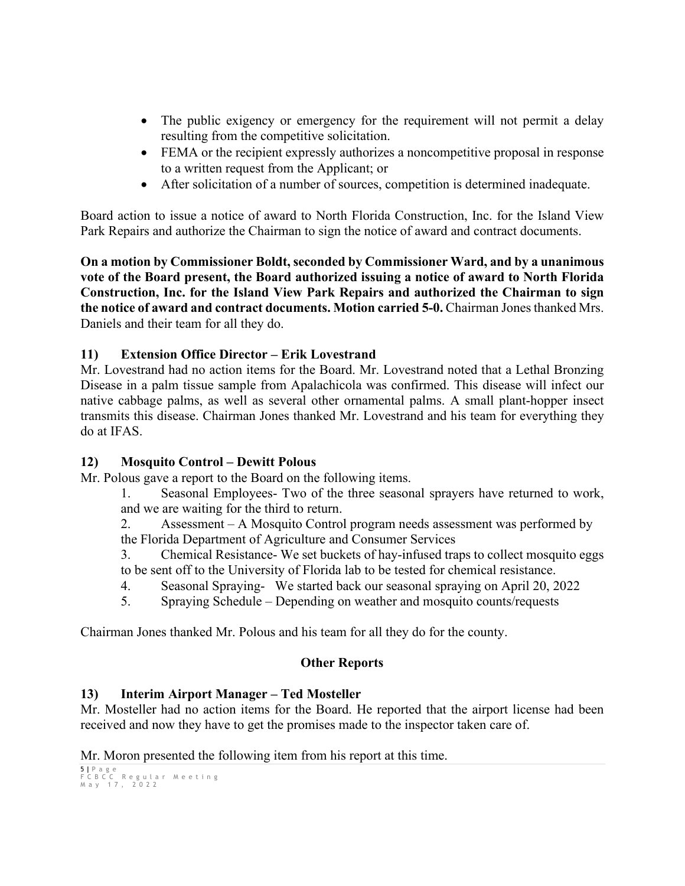- The public exigency or emergency for the requirement will not permit a delay resulting from the competitive solicitation.
- FEMA or the recipient expressly authorizes a noncompetitive proposal in response to a written request from the Applicant; or
- After solicitation of a number of sources, competition is determined inadequate.

Board action to issue a notice of award to North Florida Construction, Inc. for the Island View Park Repairs and authorize the Chairman to sign the notice of award and contract documents.

**On a motion by Commissioner Boldt, seconded by Commissioner Ward, and by a unanimous vote of the Board present, the Board authorized issuing a notice of award to North Florida Construction, Inc. for the Island View Park Repairs and authorized the Chairman to sign the notice of award and contract documents. Motion carried 5-0.** Chairman Jones thanked Mrs. Daniels and their team for all they do.

### 11) Extension Office Director – Erik Lovestrand

Mr. Lovestrand had no action items for the Board. Mr. Lovestrand noted that a Lethal Bronzing Disease in a palm tissue sample from Apalachicola was confirmed. This disease will infect our native cabbage palms, as well as several other ornamental palms. A small plant-hopper insect transmits this disease. Chairman Jones thanked Mr. Lovestrand and his team for everything they do at IFAS.

### 12) Mosquito Control – Dewitt Polous

Mr. Polous gave a report to the Board on the following items.

1. Seasonal Employees- Two of the three seasonal sprayers have returned to work, and we are waiting for the third to return.
2. Assessment – A Mosquito Control program needs assessment was performed by the Florida Department of Agriculture and Consumer Services
3. Chemical Resistance- We set buckets of hay-infused traps to collect mosquito eggs to be sent off to the University of Florida lab to be tested for chemical resistance.
4. Seasonal Spraying- We started back our seasonal spraying on April 20, 2022
5. Spraying Schedule – Depending on weather and mosquito counts/requests

Chairman Jones thanked Mr. Polous and his team for all they do for the county.

## Other Reports

### 13) Interim Airport Manager – Ted Mosteller

Mr. Mosteller had no action items for the Board. He reported that the airport license had been received and now they have to get the promises made to the inspector taken care of.

Mr. Moron presented the following item from his report at this time.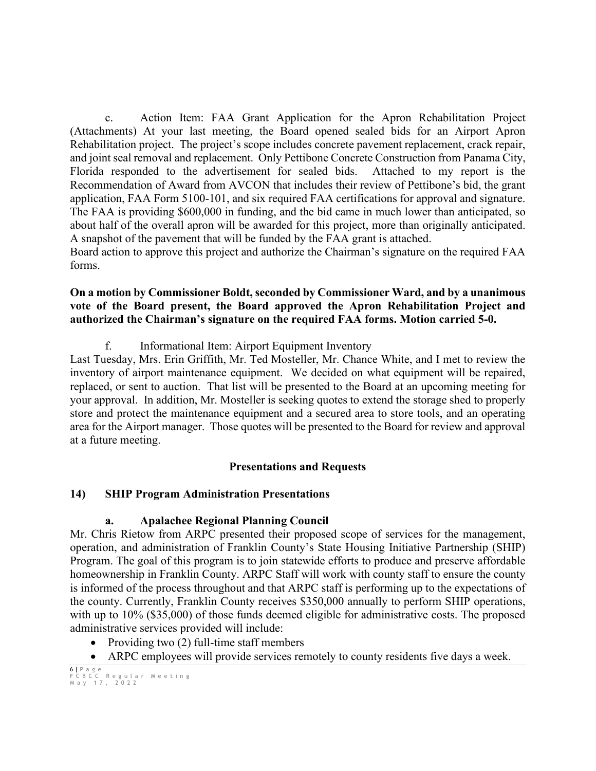c. Action Item: FAA Grant Application for the Apron Rehabilitation Project (Attachments) At your last meeting, the Board opened sealed bids for an Airport Apron Rehabilitation project. The project's scope includes concrete pavement replacement, crack repair, and joint seal removal and replacement. Only Pettibone Concrete Construction from Panama City, Florida responded to the advertisement for sealed bids. Attached to my report is the Recommendation of Award from AVCON that includes their review of Pettibone's bid, the grant application, FAA Form 5100-101, and six required FAA certifications for approval and signature. The FAA is providing $600,000 in funding, and the bid came in much lower than anticipated, so about half of the overall apron will be awarded for this project, more than originally anticipated. A snapshot of the pavement that will be funded by the FAA grant is attached.
Board action to approve this project and authorize the Chairman's signature on the required FAA forms.

**On a motion by Commissioner Boldt, seconded by Commissioner Ward, and by a unanimous vote of the Board present, the Board approved the Apron Rehabilitation Project and authorized the Chairman's signature on the required FAA forms. Motion carried 5-0.**

f. Informational Item: Airport Equipment Inventory
Last Tuesday, Mrs. Erin Griffith, Mr. Ted Mosteller, Mr. Chance White, and I met to review the inventory of airport maintenance equipment. We decided on what equipment will be repaired, replaced, or sent to auction. That list will be presented to the Board at an upcoming meeting for your approval. In addition, Mr. Mosteller is seeking quotes to extend the storage shed to properly store and protect the maintenance equipment and a secured area to store tools, and an operating area for the Airport manager. Those quotes will be presented to the Board for review and approval at a future meeting.

## Presentations and Requests

### 14) SHIP Program Administration Presentations

#### a. Apalachee Regional Planning Council

Mr. Chris Rietow from ARPC presented their proposed scope of services for the management, operation, and administration of Franklin County's State Housing Initiative Partnership (SHIP) Program. The goal of this program is to join statewide efforts to produce and preserve affordable homeownership in Franklin County. ARPC Staff will work with county staff to ensure the county is informed of the process throughout and that ARPC staff is performing up to the expectations of the county. Currently, Franklin County receives $350,000 annually to perform SHIP operations, with up to 10% ($35,000) of those funds deemed eligible for administrative costs. The proposed administrative services provided will include:

- Providing two (2) full-time staff members
- ARPC employees will provide services remotely to county residents five days a week.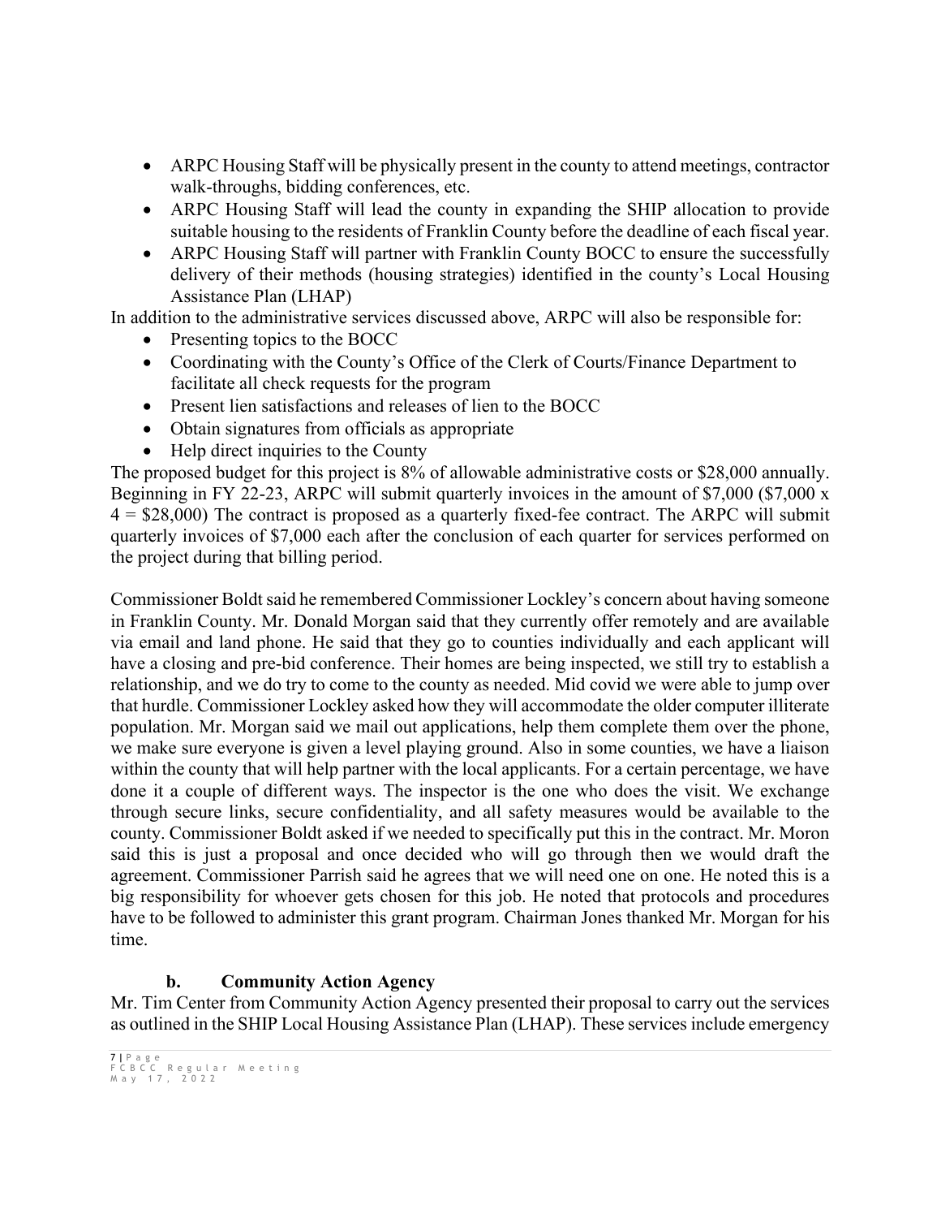- ARPC Housing Staff will be physically present in the county to attend meetings, contractor walk-throughs, bidding conferences, etc.
- ARPC Housing Staff will lead the county in expanding the SHIP allocation to provide suitable housing to the residents of Franklin County before the deadline of each fiscal year.
- ARPC Housing Staff will partner with Franklin County BOCC to ensure the successfully delivery of their methods (housing strategies) identified in the county's Local Housing Assistance Plan (LHAP)

In addition to the administrative services discussed above, ARPC will also be responsible for:

- Presenting topics to the BOCC
- Coordinating with the County's Office of the Clerk of Courts/Finance Department to facilitate all check requests for the program
- Present lien satisfactions and releases of lien to the BOCC
- Obtain signatures from officials as appropriate
- Help direct inquiries to the County

The proposed budget for this project is 8% of allowable administrative costs or $28,000 annually. Beginning in FY 22-23, ARPC will submit quarterly invoices in the amount of $7,000 ($7,000 x 4 = $28,000) The contract is proposed as a quarterly fixed-fee contract. The ARPC will submit quarterly invoices of $7,000 each after the conclusion of each quarter for services performed on the project during that billing period.

Commissioner Boldt said he remembered Commissioner Lockley's concern about having someone in Franklin County. Mr. Donald Morgan said that they currently offer remotely and are available via email and land phone. He said that they go to counties individually and each applicant will have a closing and pre-bid conference. Their homes are being inspected, we still try to establish a relationship, and we do try to come to the county as needed. Mid covid we were able to jump over that hurdle. Commissioner Lockley asked how they will accommodate the older computer illiterate population. Mr. Morgan said we mail out applications, help them complete them over the phone, we make sure everyone is given a level playing ground. Also in some counties, we have a liaison within the county that will help partner with the local applicants. For a certain percentage, we have done it a couple of different ways. The inspector is the one who does the visit. We exchange through secure links, secure confidentiality, and all safety measures would be available to the county. Commissioner Boldt asked if we needed to specifically put this in the contract. Mr. Moron said this is just a proposal and once decided who will go through then we would draft the agreement. Commissioner Parrish said he agrees that we will need one on one. He noted this is a big responsibility for whoever gets chosen for this job. He noted that protocols and procedures have to be followed to administer this grant program. Chairman Jones thanked Mr. Morgan for his time.

**b. Community Action Agency**

Mr. Tim Center from Community Action Agency presented their proposal to carry out the services as outlined in the SHIP Local Housing Assistance Plan (LHAP). These services include emergency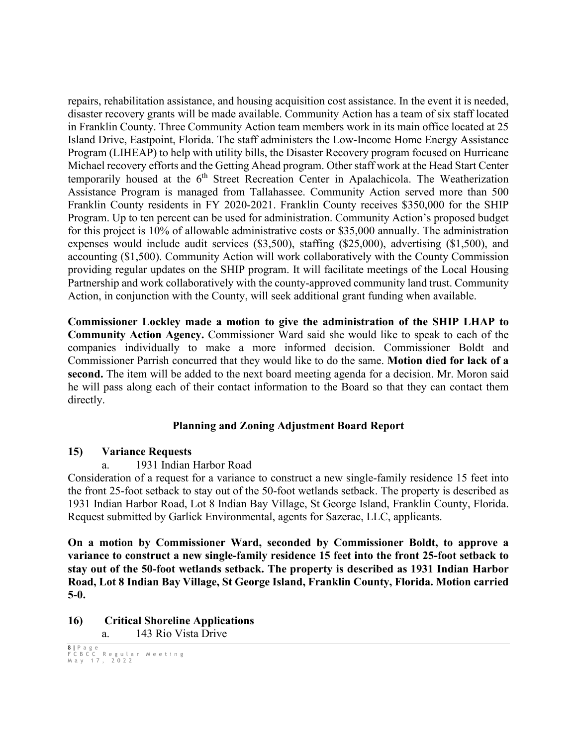repairs, rehabilitation assistance, and housing acquisition cost assistance. In the event it is needed, disaster recovery grants will be made available. Community Action has a team of six staff located in Franklin County. Three Community Action team members work in its main office located at 25 Island Drive, Eastpoint, Florida. The staff administers the Low-Income Home Energy Assistance Program (LIHEAP) to help with utility bills, the Disaster Recovery program focused on Hurricane Michael recovery efforts and the Getting Ahead program. Other staff work at the Head Start Center temporarily housed at the 6th Street Recreation Center in Apalachicola. The Weatherization Assistance Program is managed from Tallahassee. Community Action served more than 500 Franklin County residents in FY 2020-2021. Franklin County receives $350,000 for the SHIP Program. Up to ten percent can be used for administration. Community Action's proposed budget for this project is 10% of allowable administrative costs or $35,000 annually. The administration expenses would include audit services ($3,500), staffing ($25,000), advertising ($1,500), and accounting ($1,500). Community Action will work collaboratively with the County Commission providing regular updates on the SHIP program. It will facilitate meetings of the Local Housing Partnership and work collaboratively with the county-approved community land trust. Community Action, in conjunction with the County, will seek additional grant funding when available.

**Commissioner Lockley made a motion to give the administration of the SHIP LHAP to Community Action Agency.** Commissioner Ward said she would like to speak to each of the companies individually to make a more informed decision. Commissioner Boldt and Commissioner Parrish concurred that they would like to do the same. **Motion died for lack of a second.** The item will be added to the next board meeting agenda for a decision. Mr. Moron said he will pass along each of their contact information to the Board so that they can contact them directly.

### Planning and Zoning Adjustment Board Report

**15) Variance Requests**

a. 1931 Indian Harbor Road

Consideration of a request for a variance to construct a new single-family residence 15 feet into the front 25-foot setback to stay out of the 50-foot wetlands setback. The property is described as 1931 Indian Harbor Road, Lot 8 Indian Bay Village, St George Island, Franklin County, Florida. Request submitted by Garlick Environmental, agents for Sazerac, LLC, applicants.

**On a motion by Commissioner Ward, seconded by Commissioner Boldt, to approve a variance to construct a new single-family residence 15 feet into the front 25-foot setback to stay out of the 50-foot wetlands setback. The property is described as 1931 Indian Harbor Road, Lot 8 Indian Bay Village, St George Island, Franklin County, Florida. Motion carried 5-0.**

**16) Critical Shoreline Applications**

a. 143 Rio Vista Drive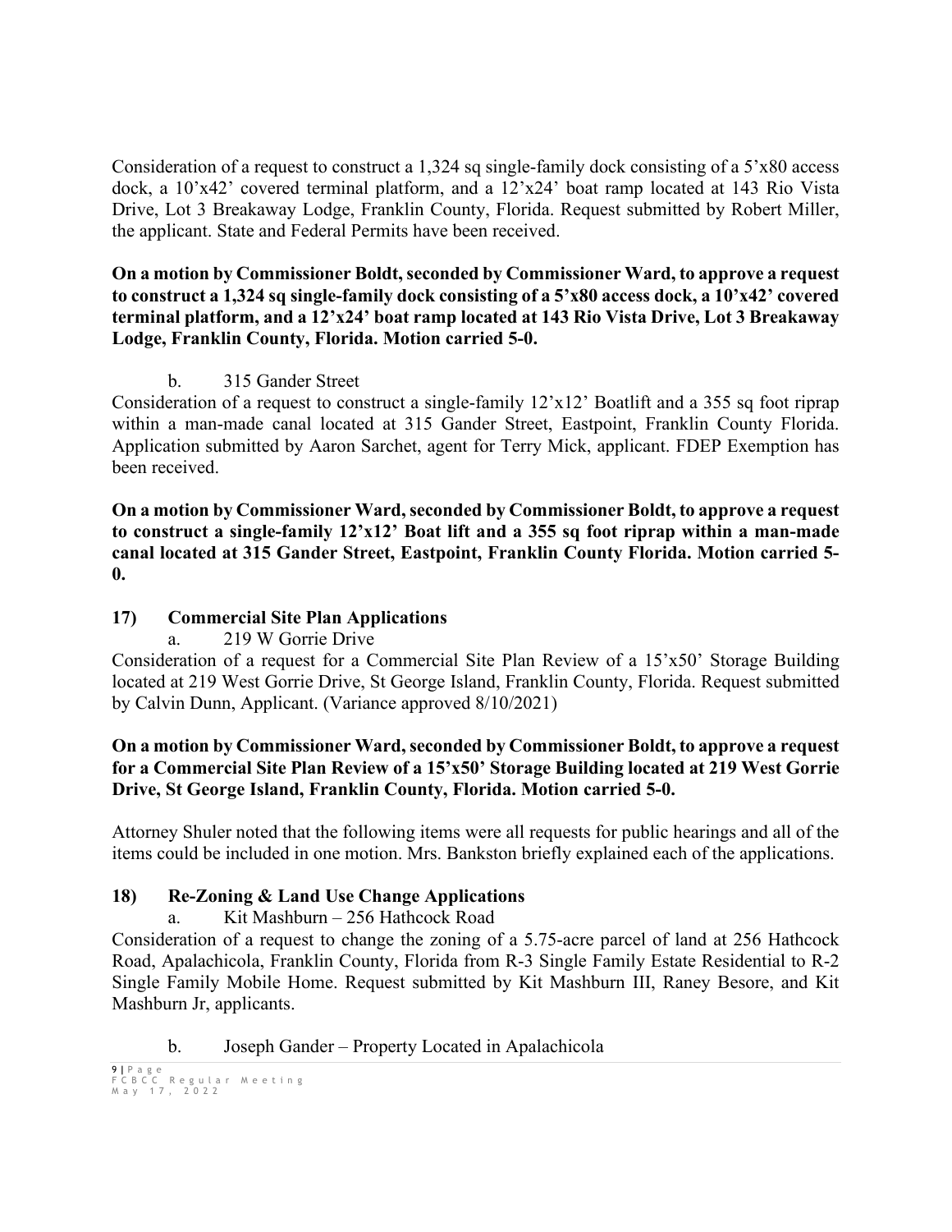Consideration of a request to construct a 1,324 sq single-family dock consisting of a 5'x80 access dock, a 10'x42' covered terminal platform, and a 12'x24' boat ramp located at 143 Rio Vista Drive, Lot 3 Breakaway Lodge, Franklin County, Florida. Request submitted by Robert Miller, the applicant. State and Federal Permits have been received.

**On a motion by Commissioner Boldt, seconded by Commissioner Ward, to approve a request to construct a 1,324 sq single-family dock consisting of a 5'x80 access dock, a 10'x42' covered terminal platform, and a 12'x24' boat ramp located at 143 Rio Vista Drive, Lot 3 Breakaway Lodge, Franklin County, Florida. Motion carried 5-0.**

b. 315 Gander Street

Consideration of a request to construct a single-family 12'x12' Boatlift and a 355 sq foot riprap within a man-made canal located at 315 Gander Street, Eastpoint, Franklin County Florida. Application submitted by Aaron Sarchet, agent for Terry Mick, applicant. FDEP Exemption has been received.

**On a motion by Commissioner Ward, seconded by Commissioner Boldt, to approve a request to construct a single-family 12'x12' Boat lift and a 355 sq foot riprap within a man-made canal located at 315 Gander Street, Eastpoint, Franklin County Florida. Motion carried 5-0.**

## 17) Commercial Site Plan Applications

a. 219 W Gorrie Drive

Consideration of a request for a Commercial Site Plan Review of a 15'x50' Storage Building located at 219 West Gorrie Drive, St George Island, Franklin County, Florida. Request submitted by Calvin Dunn, Applicant. (Variance approved 8/10/2021)

**On a motion by Commissioner Ward, seconded by Commissioner Boldt, to approve a request for a Commercial Site Plan Review of a 15'x50' Storage Building located at 219 West Gorrie Drive, St George Island, Franklin County, Florida. Motion carried 5-0.**

Attorney Shuler noted that the following items were all requests for public hearings and all of the items could be included in one motion. Mrs. Bankston briefly explained each of the applications.

## 18) Re-Zoning & Land Use Change Applications

a. Kit Mashburn – 256 Hathcock Road

Consideration of a request to change the zoning of a 5.75-acre parcel of land at 256 Hathcock Road, Apalachicola, Franklin County, Florida from R-3 Single Family Estate Residential to R-2 Single Family Mobile Home. Request submitted by Kit Mashburn III, Raney Besore, and Kit Mashburn Jr, applicants.

b. Joseph Gander – Property Located in Apalachicola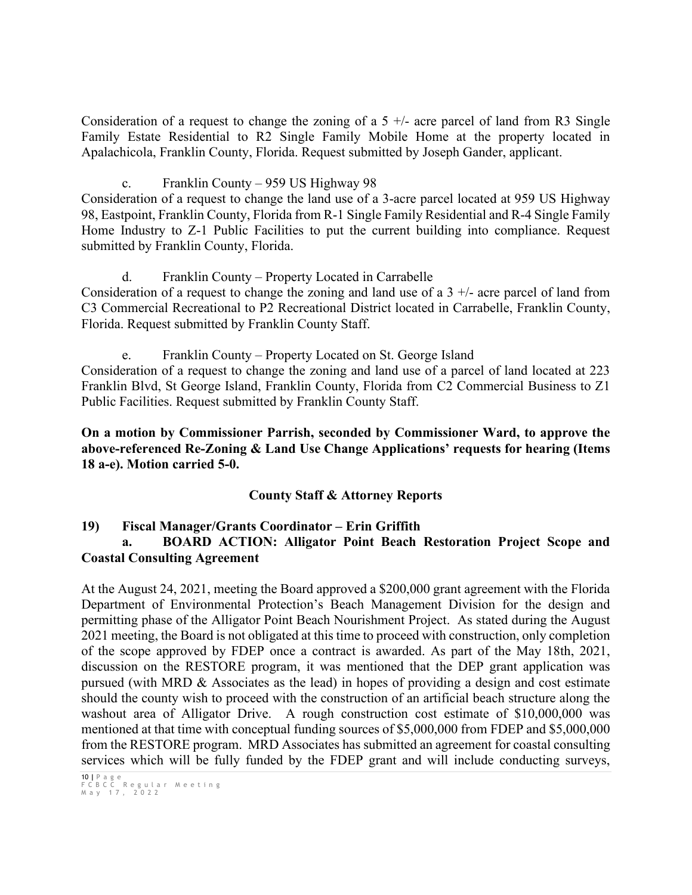Consideration of a request to change the zoning of a 5 +/- acre parcel of land from R3 Single Family Estate Residential to R2 Single Family Mobile Home at the property located in Apalachicola, Franklin County, Florida. Request submitted by Joseph Gander, applicant.

c. Franklin County – 959 US Highway 98

Consideration of a request to change the land use of a 3-acre parcel located at 959 US Highway 98, Eastpoint, Franklin County, Florida from R-1 Single Family Residential and R-4 Single Family Home Industry to Z-1 Public Facilities to put the current building into compliance. Request submitted by Franklin County, Florida.

d. Franklin County – Property Located in Carrabelle

Consideration of a request to change the zoning and land use of a 3 +/- acre parcel of land from C3 Commercial Recreational to P2 Recreational District located in Carrabelle, Franklin County, Florida. Request submitted by Franklin County Staff.

e. Franklin County – Property Located on St. George Island

Consideration of a request to change the zoning and land use of a parcel of land located at 223 Franklin Blvd, St George Island, Franklin County, Florida from C2 Commercial Business to Z1 Public Facilities. Request submitted by Franklin County Staff.

**On a motion by Commissioner Parrish, seconded by Commissioner Ward, to approve the above-referenced Re-Zoning & Land Use Change Applications' requests for hearing (Items 18 a-e). Motion carried 5-0.**

## County Staff & Attorney Reports

### 19) Fiscal Manager/Grants Coordinator – Erin Griffith

**a. BOARD ACTION: Alligator Point Beach Restoration Project Scope and Coastal Consulting Agreement**

At the August 24, 2021, meeting the Board approved a $200,000 grant agreement with the Florida Department of Environmental Protection's Beach Management Division for the design and permitting phase of the Alligator Point Beach Nourishment Project. As stated during the August 2021 meeting, the Board is not obligated at this time to proceed with construction, only completion of the scope approved by FDEP once a contract is awarded. As part of the May 18th, 2021, discussion on the RESTORE program, it was mentioned that the DEP grant application was pursued (with MRD & Associates as the lead) in hopes of providing a design and cost estimate should the county wish to proceed with the construction of an artificial beach structure along the washout area of Alligator Drive. A rough construction cost estimate of $10,000,000 was mentioned at that time with conceptual funding sources of $5,000,000 from FDEP and $5,000,000 from the RESTORE program. MRD Associates has submitted an agreement for coastal consulting services which will be fully funded by the FDEP grant and will include conducting surveys,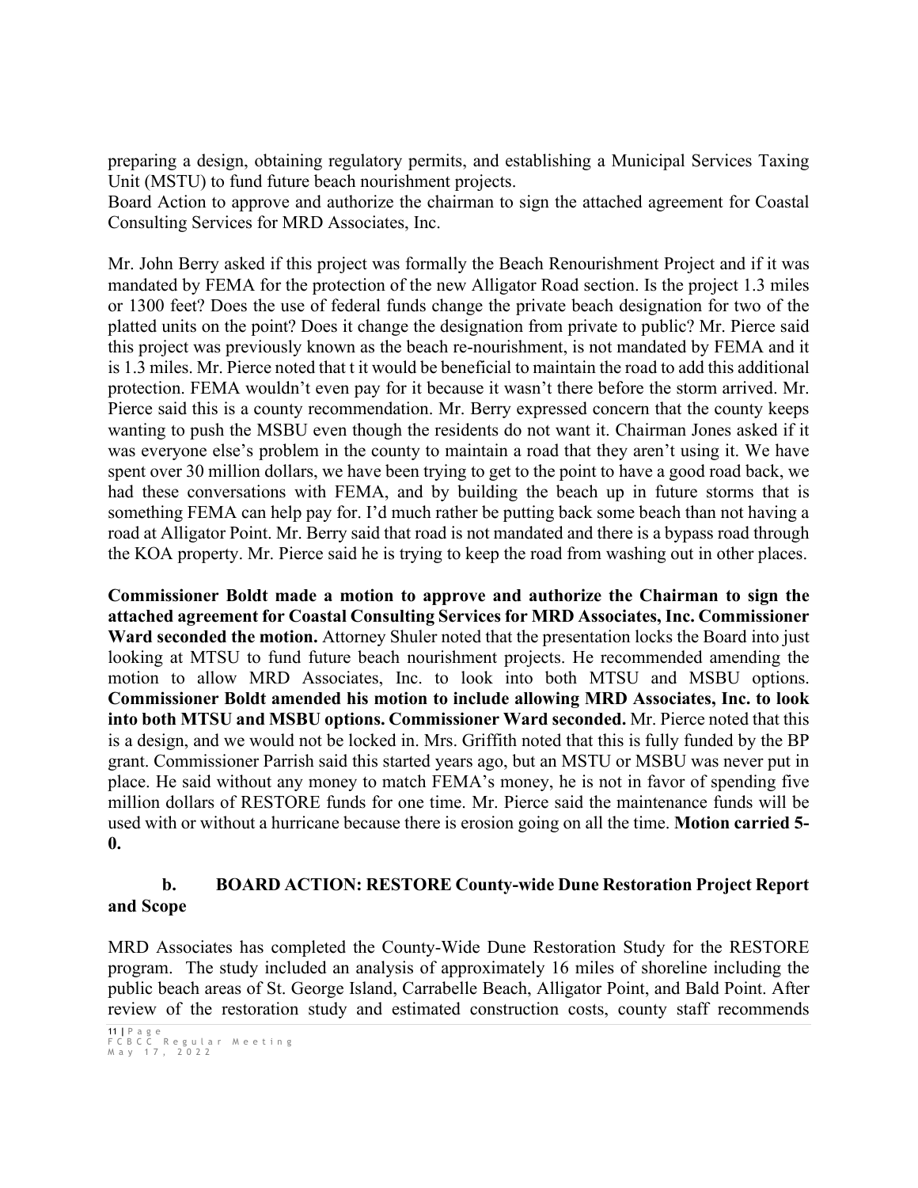preparing a design, obtaining regulatory permits, and establishing a Municipal Services Taxing Unit (MSTU) to fund future beach nourishment projects.
Board Action to approve and authorize the chairman to sign the attached agreement for Coastal Consulting Services for MRD Associates, Inc.

Mr. John Berry asked if this project was formally the Beach Renourishment Project and if it was mandated by FEMA for the protection of the new Alligator Road section. Is the project 1.3 miles or 1300 feet? Does the use of federal funds change the private beach designation for two of the platted units on the point? Does it change the designation from private to public? Mr. Pierce said this project was previously known as the beach re-nourishment, is not mandated by FEMA and it is 1.3 miles. Mr. Pierce noted that t it would be beneficial to maintain the road to add this additional protection. FEMA wouldn't even pay for it because it wasn't there before the storm arrived. Mr. Pierce said this is a county recommendation. Mr. Berry expressed concern that the county keeps wanting to push the MSBU even though the residents do not want it. Chairman Jones asked if it was everyone else's problem in the county to maintain a road that they aren't using it. We have spent over 30 million dollars, we have been trying to get to the point to have a good road back, we had these conversations with FEMA, and by building the beach up in future storms that is something FEMA can help pay for. I'd much rather be putting back some beach than not having a road at Alligator Point. Mr. Berry said that road is not mandated and there is a bypass road through the KOA property. Mr. Pierce said he is trying to keep the road from washing out in other places.

**Commissioner Boldt made a motion to approve and authorize the Chairman to sign the attached agreement for Coastal Consulting Services for MRD Associates, Inc. Commissioner Ward seconded the motion.** Attorney Shuler noted that the presentation locks the Board into just looking at MTSU to fund future beach nourishment projects. He recommended amending the motion to allow MRD Associates, Inc. to look into both MTSU and MSBU options. **Commissioner Boldt amended his motion to include allowing MRD Associates, Inc. to look into both MTSU and MSBU options. Commissioner Ward seconded.** Mr. Pierce noted that this is a design, and we would not be locked in. Mrs. Griffith noted that this is fully funded by the BP grant. Commissioner Parrish said this started years ago, but an MSTU or MSBU was never put in place. He said without any money to match FEMA's money, he is not in favor of spending five million dollars of RESTORE funds for one time. Mr. Pierce said the maintenance funds will be used with or without a hurricane because there is erosion going on all the time. **Motion carried 5-0.**

**b. BOARD ACTION: RESTORE County-wide Dune Restoration Project Report and Scope**

MRD Associates has completed the County-Wide Dune Restoration Study for the RESTORE program. The study included an analysis of approximately 16 miles of shoreline including the public beach areas of St. George Island, Carrabelle Beach, Alligator Point, and Bald Point. After review of the restoration study and estimated construction costs, county staff recommends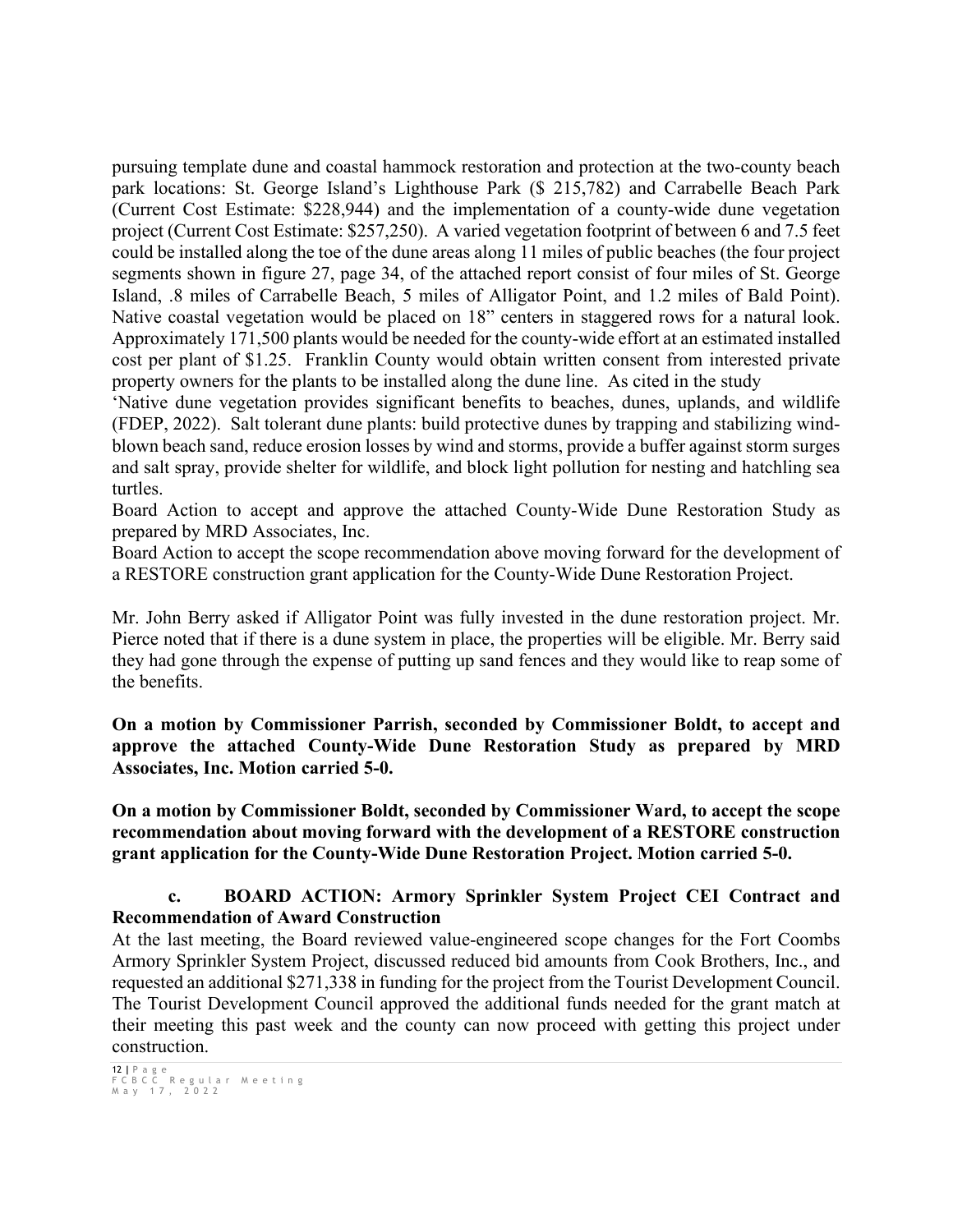pursuing template dune and coastal hammock restoration and protection at the two-county beach park locations: St. George Island's Lighthouse Park ($ 215,782) and Carrabelle Beach Park (Current Cost Estimate: $228,944) and the implementation of a county-wide dune vegetation project (Current Cost Estimate: $257,250). A varied vegetation footprint of between 6 and 7.5 feet could be installed along the toe of the dune areas along 11 miles of public beaches (the four project segments shown in figure 27, page 34, of the attached report consist of four miles of St. George Island, .8 miles of Carrabelle Beach, 5 miles of Alligator Point, and 1.2 miles of Bald Point). Native coastal vegetation would be placed on 18" centers in staggered rows for a natural look. Approximately 171,500 plants would be needed for the county-wide effort at an estimated installed cost per plant of $1.25. Franklin County would obtain written consent from interested private property owners for the plants to be installed along the dune line. As cited in the study 'Native dune vegetation provides significant benefits to beaches, dunes, uplands, and wildlife (FDEP, 2022). Salt tolerant dune plants: build protective dunes by trapping and stabilizing wind-blown beach sand, reduce erosion losses by wind and storms, provide a buffer against storm surges and salt spray, provide shelter for wildlife, and block light pollution for nesting and hatchling sea turtles.

Board Action to accept and approve the attached County-Wide Dune Restoration Study as prepared by MRD Associates, Inc.

Board Action to accept the scope recommendation above moving forward for the development of a RESTORE construction grant application for the County-Wide Dune Restoration Project.

Mr. John Berry asked if Alligator Point was fully invested in the dune restoration project. Mr. Pierce noted that if there is a dune system in place, the properties will be eligible. Mr. Berry said they had gone through the expense of putting up sand fences and they would like to reap some of the benefits.

**On a motion by Commissioner Parrish, seconded by Commissioner Boldt, to accept and approve the attached County-Wide Dune Restoration Study as prepared by MRD Associates, Inc. Motion carried 5-0.**

**On a motion by Commissioner Boldt, seconded by Commissioner Ward, to accept the scope recommendation about moving forward with the development of a RESTORE construction grant application for the County-Wide Dune Restoration Project. Motion carried 5-0.**

**c. BOARD ACTION: Armory Sprinkler System Project CEI Contract and Recommendation of Award Construction**

At the last meeting, the Board reviewed value-engineered scope changes for the Fort Coombs Armory Sprinkler System Project, discussed reduced bid amounts from Cook Brothers, Inc., and requested an additional $271,338 in funding for the project from the Tourist Development Council. The Tourist Development Council approved the additional funds needed for the grant match at their meeting this past week and the county can now proceed with getting this project under construction.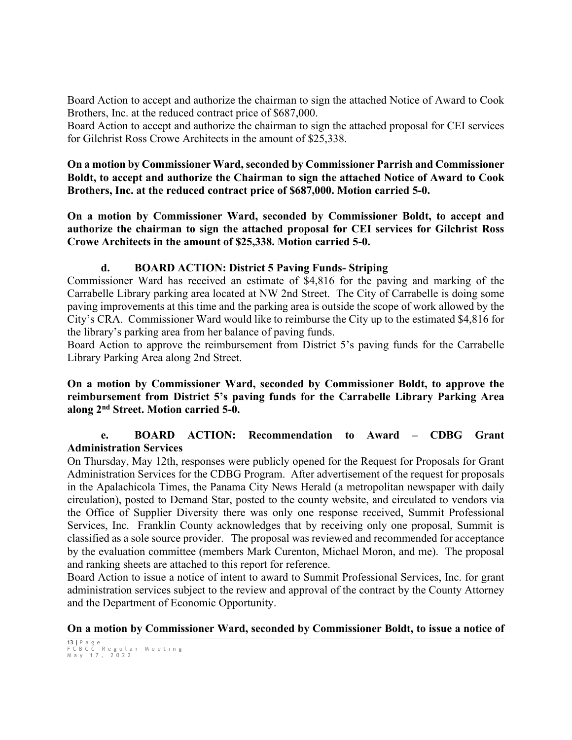Board Action to accept and authorize the chairman to sign the attached Notice of Award to Cook Brothers, Inc. at the reduced contract price of $687,000.
Board Action to accept and authorize the chairman to sign the attached proposal for CEI services for Gilchrist Ross Crowe Architects in the amount of $25,338.

**On a motion by Commissioner Ward, seconded by Commissioner Parrish and Commissioner Boldt, to accept and authorize the Chairman to sign the attached Notice of Award to Cook Brothers, Inc. at the reduced contract price of $687,000. Motion carried 5-0.**

**On a motion by Commissioner Ward, seconded by Commissioner Boldt, to accept and authorize the chairman to sign the attached proposal for CEI services for Gilchrist Ross Crowe Architects in the amount of $25,338. Motion carried 5-0.**

**d. BOARD ACTION: District 5 Paving Funds- Striping**

Commissioner Ward has received an estimate of $4,816 for the paving and marking of the Carrabelle Library parking area located at NW 2nd Street. The City of Carrabelle is doing some paving improvements at this time and the parking area is outside the scope of work allowed by the City's CRA. Commissioner Ward would like to reimburse the City up to the estimated $4,816 for the library's parking area from her balance of paving funds.
Board Action to approve the reimbursement from District 5's paving funds for the Carrabelle Library Parking Area along 2nd Street.

**On a motion by Commissioner Ward, seconded by Commissioner Boldt, to approve the reimbursement from District 5's paving funds for the Carrabelle Library Parking Area along 2nd Street. Motion carried 5-0.**

**e. BOARD ACTION: Recommendation to Award – CDBG Grant Administration Services**

On Thursday, May 12th, responses were publicly opened for the Request for Proposals for Grant Administration Services for the CDBG Program. After advertisement of the request for proposals in the Apalachicola Times, the Panama City News Herald (a metropolitan newspaper with daily circulation), posted to Demand Star, posted to the county website, and circulated to vendors via the Office of Supplier Diversity there was only one response received, Summit Professional Services, Inc. Franklin County acknowledges that by receiving only one proposal, Summit is classified as a sole source provider. The proposal was reviewed and recommended for acceptance by the evaluation committee (members Mark Curenton, Michael Moron, and me). The proposal and ranking sheets are attached to this report for reference.
Board Action to issue a notice of intent to award to Summit Professional Services, Inc. for grant administration services subject to the review and approval of the contract by the County Attorney and the Department of Economic Opportunity.

**On a motion by Commissioner Ward, seconded by Commissioner Boldt, to issue a notice of**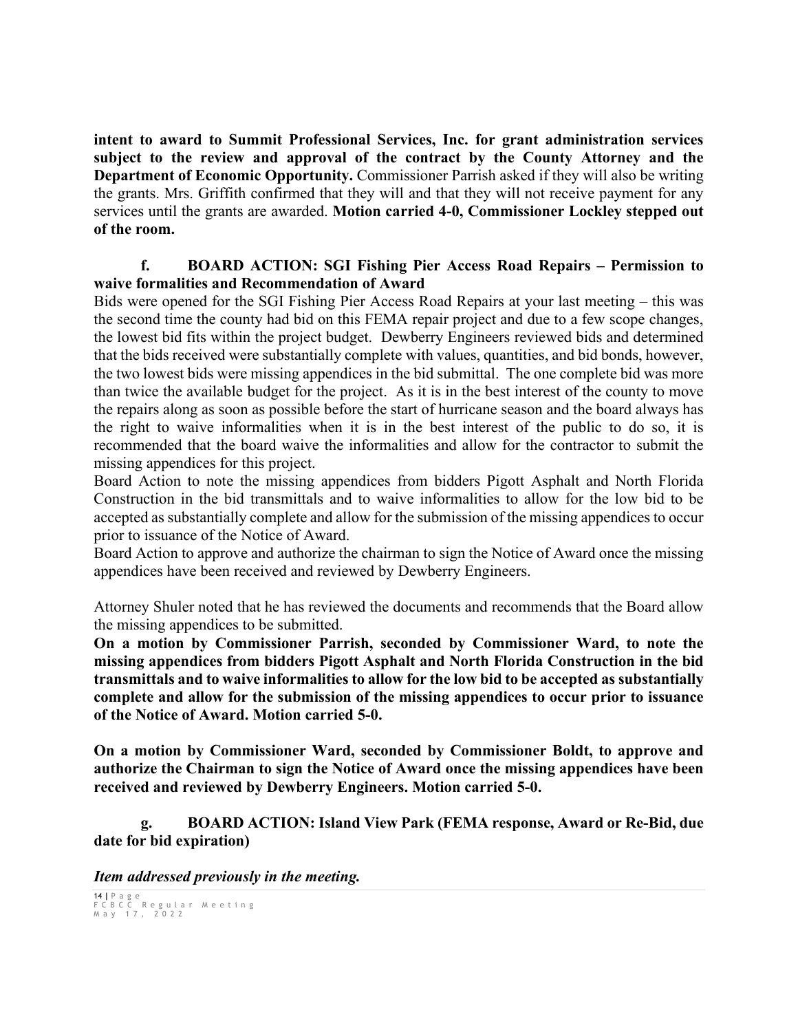**intent to award to Summit Professional Services, Inc. for grant administration services subject to the review and approval of the contract by the County Attorney and the Department of Economic Opportunity.** Commissioner Parrish asked if they will also be writing the grants. Mrs. Griffith confirmed that they will and that they will not receive payment for any services until the grants are awarded. **Motion carried 4-0, Commissioner Lockley stepped out of the room.**

**f. BOARD ACTION: SGI Fishing Pier Access Road Repairs – Permission to waive formalities and Recommendation of Award**

Bids were opened for the SGI Fishing Pier Access Road Repairs at your last meeting – this was the second time the county had bid on this FEMA repair project and due to a few scope changes, the lowest bid fits within the project budget. Dewberry Engineers reviewed bids and determined that the bids received were substantially complete with values, quantities, and bid bonds, however, the two lowest bids were missing appendices in the bid submittal. The one complete bid was more than twice the available budget for the project. As it is in the best interest of the county to move the repairs along as soon as possible before the start of hurricane season and the board always has the right to waive informalities when it is in the best interest of the public to do so, it is recommended that the board waive the informalities and allow for the contractor to submit the missing appendices for this project.

Board Action to note the missing appendices from bidders Pigott Asphalt and North Florida Construction in the bid transmittals and to waive informalities to allow for the low bid to be accepted as substantially complete and allow for the submission of the missing appendices to occur prior to issuance of the Notice of Award.

Board Action to approve and authorize the chairman to sign the Notice of Award once the missing appendices have been received and reviewed by Dewberry Engineers.

Attorney Shuler noted that he has reviewed the documents and recommends that the Board allow the missing appendices to be submitted.

**On a motion by Commissioner Parrish, seconded by Commissioner Ward, to note the missing appendices from bidders Pigott Asphalt and North Florida Construction in the bid transmittals and to waive informalities to allow for the low bid to be accepted as substantially complete and allow for the submission of the missing appendices to occur prior to issuance of the Notice of Award. Motion carried 5-0.**

**On a motion by Commissioner Ward, seconded by Commissioner Boldt, to approve and authorize the Chairman to sign the Notice of Award once the missing appendices have been received and reviewed by Dewberry Engineers. Motion carried 5-0.**

**g. BOARD ACTION: Island View Park (FEMA response, Award or Re-Bid, due date for bid expiration)**

***Item addressed previously in the meeting.***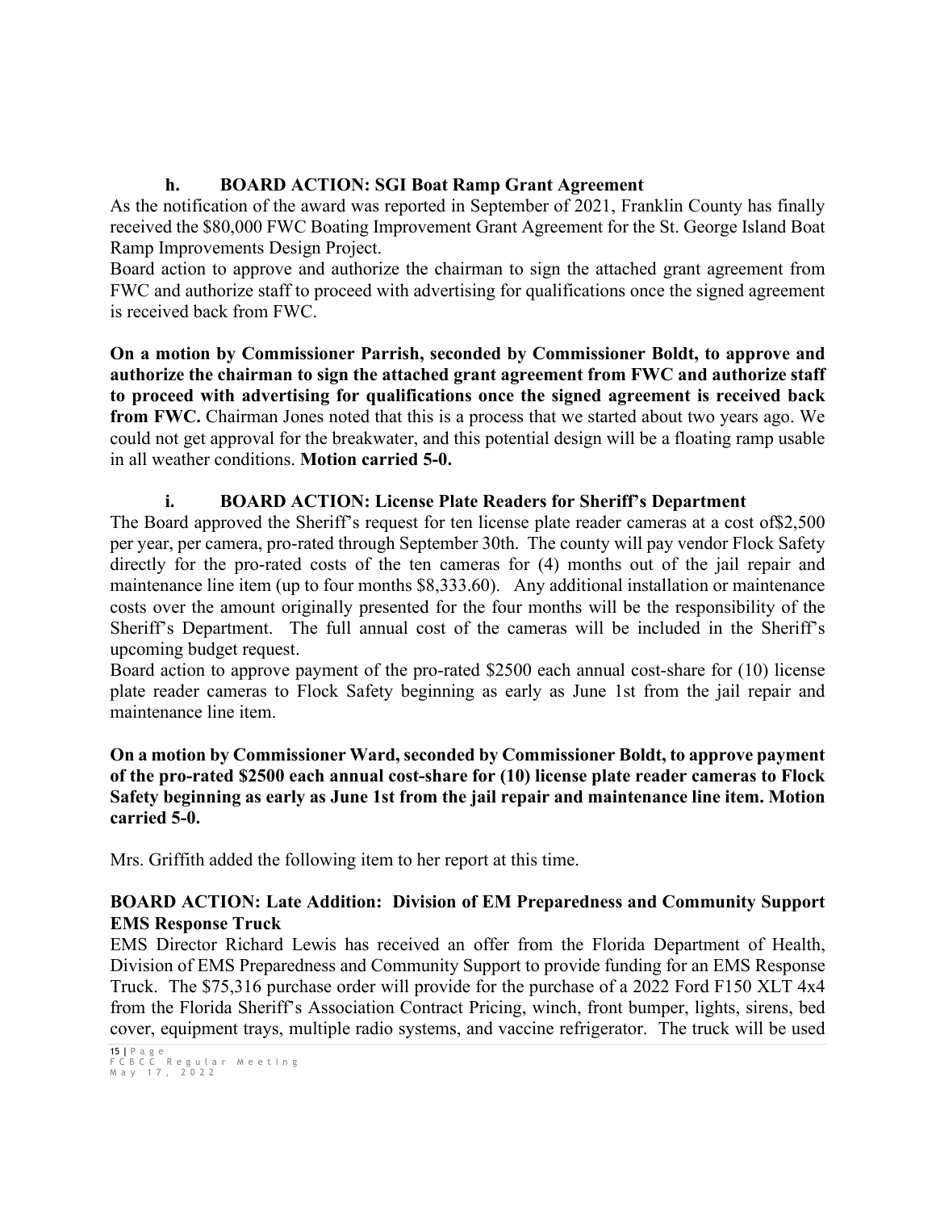### h. BOARD ACTION: SGI Boat Ramp Grant Agreement

As the notification of the award was reported in September of 2021, Franklin County has finally received the $80,000 FWC Boating Improvement Grant Agreement for the St. George Island Boat Ramp Improvements Design Project.

Board action to approve and authorize the chairman to sign the attached grant agreement from FWC and authorize staff to proceed with advertising for qualifications once the signed agreement is received back from FWC.

**On a motion by Commissioner Parrish, seconded by Commissioner Boldt, to approve and authorize the chairman to sign the attached grant agreement from FWC and authorize staff to proceed with advertising for qualifications once the signed agreement is received back from FWC.** Chairman Jones noted that this is a process that we started about two years ago. We could not get approval for the breakwater, and this potential design will be a floating ramp usable in all weather conditions. **Motion carried 5-0.**

### i. BOARD ACTION: License Plate Readers for Sheriff's Department

The Board approved the Sheriff's request for ten license plate reader cameras at a cost of$2,500 per year, per camera, pro-rated through September 30th. The county will pay vendor Flock Safety directly for the pro-rated costs of the ten cameras for (4) months out of the jail repair and maintenance line item (up to four months $8,333.60). Any additional installation or maintenance costs over the amount originally presented for the four months will be the responsibility of the Sheriff's Department. The full annual cost of the cameras will be included in the Sheriff's upcoming budget request.

Board action to approve payment of the pro-rated $2500 each annual cost-share for (10) license plate reader cameras to Flock Safety beginning as early as June 1st from the jail repair and maintenance line item.

**On a motion by Commissioner Ward, seconded by Commissioner Boldt, to approve payment of the pro-rated $2500 each annual cost-share for (10) license plate reader cameras to Flock Safety beginning as early as June 1st from the jail repair and maintenance line item. Motion carried 5-0.**

Mrs. Griffith added the following item to her report at this time.

### BOARD ACTION: Late Addition: Division of EM Preparedness and Community Support EMS Response Truck

EMS Director Richard Lewis has received an offer from the Florida Department of Health, Division of EMS Preparedness and Community Support to provide funding for an EMS Response Truck. The $75,316 purchase order will provide for the purchase of a 2022 Ford F150 XLT 4x4 from the Florida Sheriff's Association Contract Pricing, winch, front bumper, lights, sirens, bed cover, equipment trays, multiple radio systems, and vaccine refrigerator. The truck will be used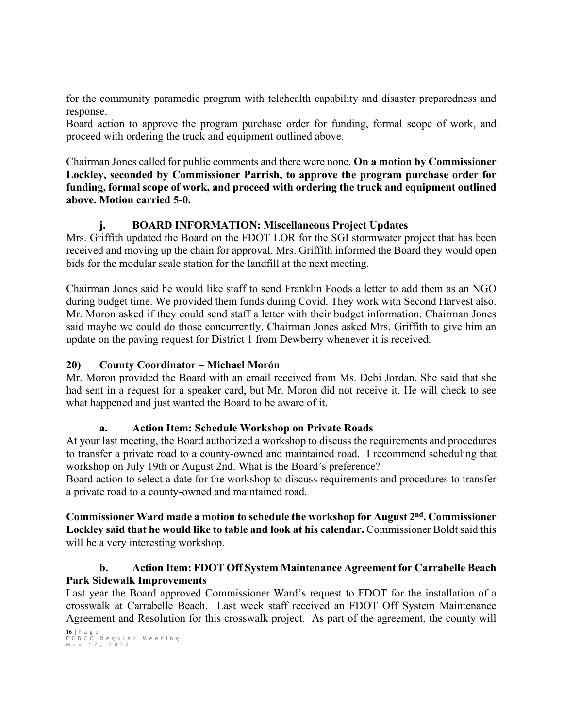for the community paramedic program with telehealth capability and disaster preparedness and response.
Board action to approve the program purchase order for funding, formal scope of work, and proceed with ordering the truck and equipment outlined above.

Chairman Jones called for public comments and there were none. **On a motion by Commissioner Lockley, seconded by Commissioner Parrish, to approve the program purchase order for funding, formal scope of work, and proceed with ordering the truck and equipment outlined above. Motion carried 5-0.**

### j. BOARD INFORMATION: Miscellaneous Project Updates

Mrs. Griffith updated the Board on the FDOT LOR for the SGI stormwater project that has been received and moving up the chain for approval. Mrs. Griffith informed the Board they would open bids for the modular scale station for the landfill at the next meeting.

Chairman Jones said he would like staff to send Franklin Foods a letter to add them as an NGO during budget time. We provided them funds during Covid. They work with Second Harvest also. Mr. Moron asked if they could send staff a letter with their budget information. Chairman Jones said maybe we could do those concurrently. Chairman Jones asked Mrs. Griffith to give him an update on the paving request for District 1 from Dewberry whenever it is received.

## 20) County Coordinator – Michael Morón

Mr. Moron provided the Board with an email received from Ms. Debi Jordan. She said that she had sent in a request for a speaker card, but Mr. Moron did not receive it. He will check to see what happened and just wanted the Board to be aware of it.

### a. Action Item: Schedule Workshop on Private Roads

At your last meeting, the Board authorized a workshop to discuss the requirements and procedures to transfer a private road to a county-owned and maintained road. I recommend scheduling that workshop on July 19th or August 2nd. What is the Board's preference?
Board action to select a date for the workshop to discuss requirements and procedures to transfer a private road to a county-owned and maintained road.

**Commissioner Ward made a motion to schedule the workshop for August 2nd. Commissioner Lockley said that he would like to table and look at his calendar.** Commissioner Boldt said this will be a very interesting workshop.

### b. Action Item: FDOT Off System Maintenance Agreement for Carrabelle Beach Park Sidewalk Improvements

Last year the Board approved Commissioner Ward's request to FDOT for the installation of a crosswalk at Carrabelle Beach. Last week staff received an FDOT Off System Maintenance Agreement and Resolution for this crosswalk project. As part of the agreement, the county will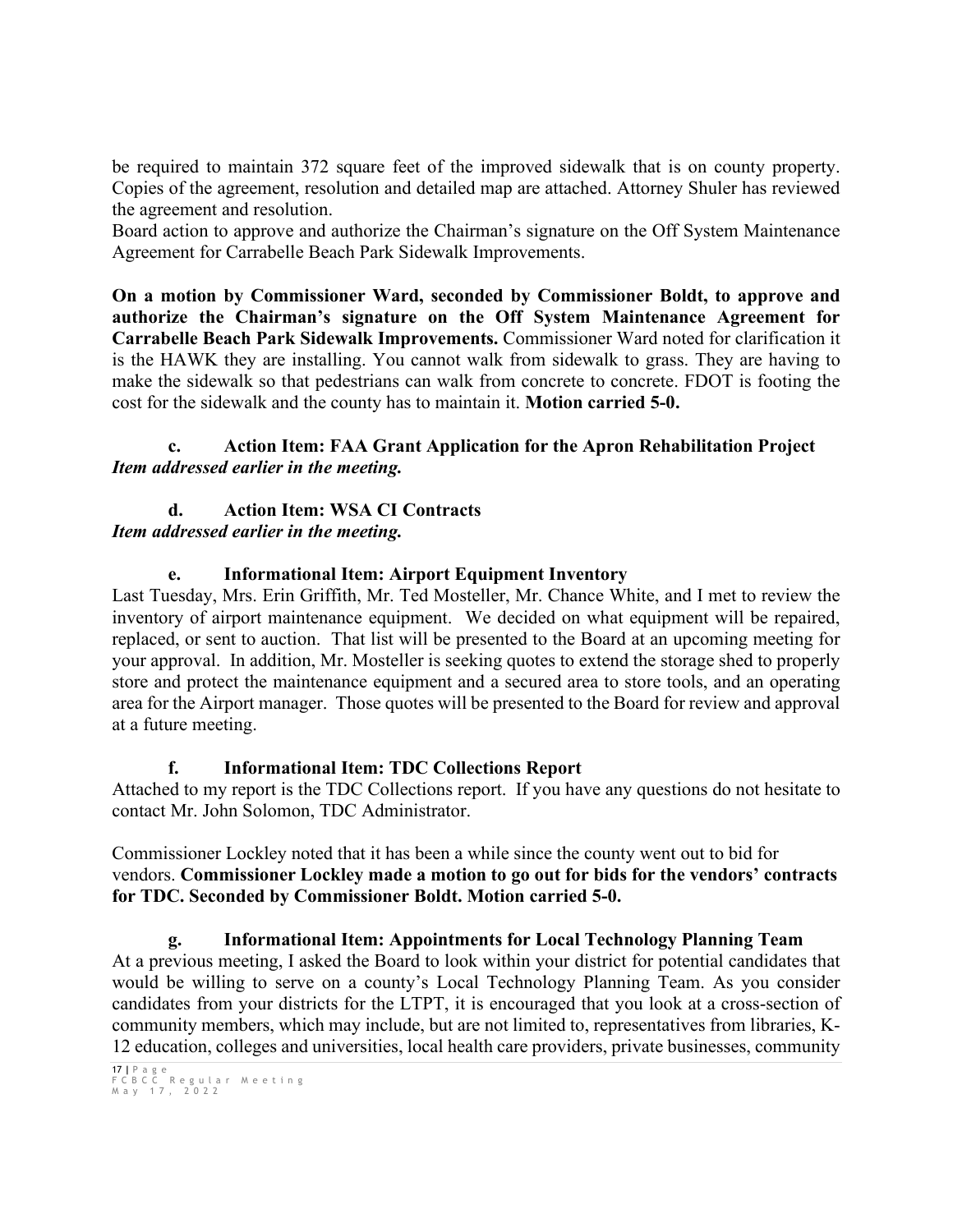be required to maintain 372 square feet of the improved sidewalk that is on county property. Copies of the agreement, resolution and detailed map are attached. Attorney Shuler has reviewed the agreement and resolution.

Board action to approve and authorize the Chairman's signature on the Off System Maintenance Agreement for Carrabelle Beach Park Sidewalk Improvements.

**On a motion by Commissioner Ward, seconded by Commissioner Boldt, to approve and authorize the Chairman's signature on the Off System Maintenance Agreement for Carrabelle Beach Park Sidewalk Improvements.** Commissioner Ward noted for clarification it is the HAWK they are installing. You cannot walk from sidewalk to grass. They are having to make the sidewalk so that pedestrians can walk from concrete to concrete. FDOT is footing the cost for the sidewalk and the county has to maintain it. **Motion carried 5-0.**

**c. Action Item: FAA Grant Application for the Apron Rehabilitation Project**

***Item addressed earlier in the meeting.***

**d. Action Item: WSA CI Contracts**

***Item addressed earlier in the meeting.***

**e. Informational Item: Airport Equipment Inventory**

Last Tuesday, Mrs. Erin Griffith, Mr. Ted Mosteller, Mr. Chance White, and I met to review the inventory of airport maintenance equipment. We decided on what equipment will be repaired, replaced, or sent to auction. That list will be presented to the Board at an upcoming meeting for your approval. In addition, Mr. Mosteller is seeking quotes to extend the storage shed to properly store and protect the maintenance equipment and a secured area to store tools, and an operating area for the Airport manager. Those quotes will be presented to the Board for review and approval at a future meeting.

**f. Informational Item: TDC Collections Report**

Attached to my report is the TDC Collections report. If you have any questions do not hesitate to contact Mr. John Solomon, TDC Administrator.

Commissioner Lockley noted that it has been a while since the county went out to bid for vendors. **Commissioner Lockley made a motion to go out for bids for the vendors' contracts for TDC. Seconded by Commissioner Boldt. Motion carried 5-0.**

**g. Informational Item: Appointments for Local Technology Planning Team**

At a previous meeting, I asked the Board to look within your district for potential candidates that would be willing to serve on a county's Local Technology Planning Team. As you consider candidates from your districts for the LTPT, it is encouraged that you look at a cross-section of community members, which may include, but are not limited to, representatives from libraries, K-12 education, colleges and universities, local health care providers, private businesses, community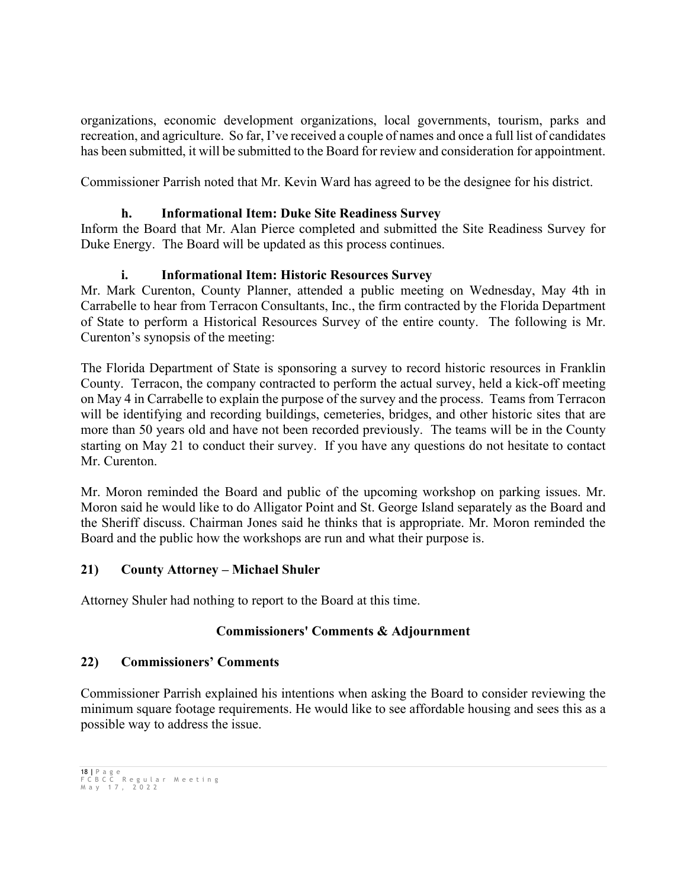organizations, economic development organizations, local governments, tourism, parks and recreation, and agriculture. So far, I've received a couple of names and once a full list of candidates has been submitted, it will be submitted to the Board for review and consideration for appointment.

Commissioner Parrish noted that Mr. Kevin Ward has agreed to be the designee for his district.

**h. Informational Item: Duke Site Readiness Survey**

Inform the Board that Mr. Alan Pierce completed and submitted the Site Readiness Survey for Duke Energy. The Board will be updated as this process continues.

**i. Informational Item: Historic Resources Survey**

Mr. Mark Curenton, County Planner, attended a public meeting on Wednesday, May 4th in Carrabelle to hear from Terracon Consultants, Inc., the firm contracted by the Florida Department of State to perform a Historical Resources Survey of the entire county. The following is Mr. Curenton's synopsis of the meeting:

The Florida Department of State is sponsoring a survey to record historic resources in Franklin County. Terracon, the company contracted to perform the actual survey, held a kick-off meeting on May 4 in Carrabelle to explain the purpose of the survey and the process. Teams from Terracon will be identifying and recording buildings, cemeteries, bridges, and other historic sites that are more than 50 years old and have not been recorded previously. The teams will be in the County starting on May 21 to conduct their survey. If you have any questions do not hesitate to contact Mr. Curenton.

Mr. Moron reminded the Board and public of the upcoming workshop on parking issues. Mr. Moron said he would like to do Alligator Point and St. George Island separately as the Board and the Sheriff discuss. Chairman Jones said he thinks that is appropriate. Mr. Moron reminded the Board and the public how the workshops are run and what their purpose is.

## 21) County Attorney – Michael Shuler

Attorney Shuler had nothing to report to the Board at this time.

## Commissioners' Comments & Adjournment

## 22) Commissioners' Comments

Commissioner Parrish explained his intentions when asking the Board to consider reviewing the minimum square footage requirements. He would like to see affordable housing and sees this as a possible way to address the issue.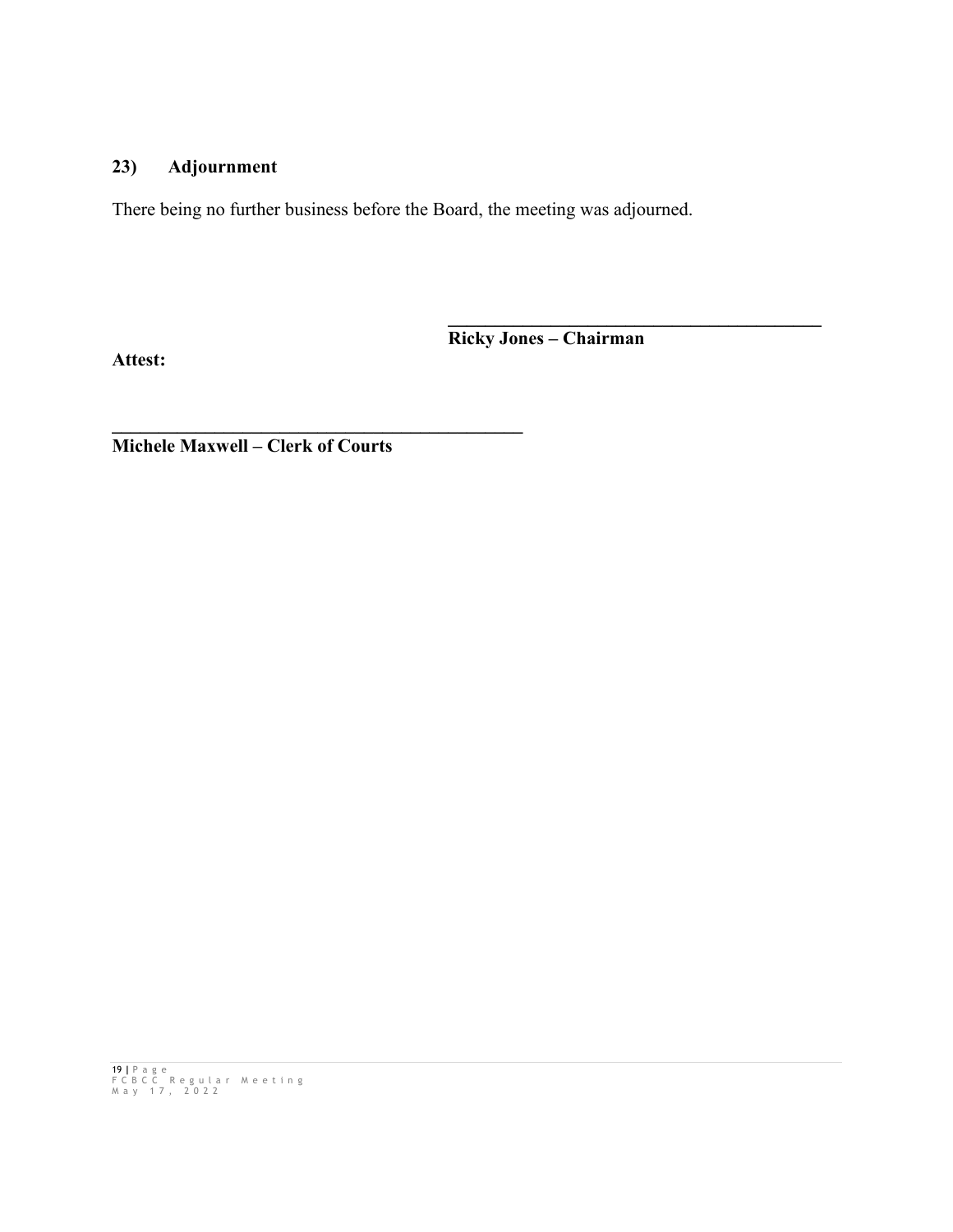### 23) Adjournment

There being no further business before the Board, the meeting was adjourned.

\_\_\_\_\_\_\_\_\_\_\_\_\_\_\_\_\_\_\_\_\_\_\_\_\_\_\_\_\_\_\_\_\_\_\_\_\_\_\_\_\_\_

**Ricky Jones – Chairman**

**Attest:**

\_\_\_\_\_\_\_\_\_\_\_\_\_\_\_\_\_\_\_\_\_\_\_\_\_\_\_\_\_\_\_\_\_\_\_\_\_\_\_\_\_\_\_\_

**Michele Maxwell – Clerk of Courts**